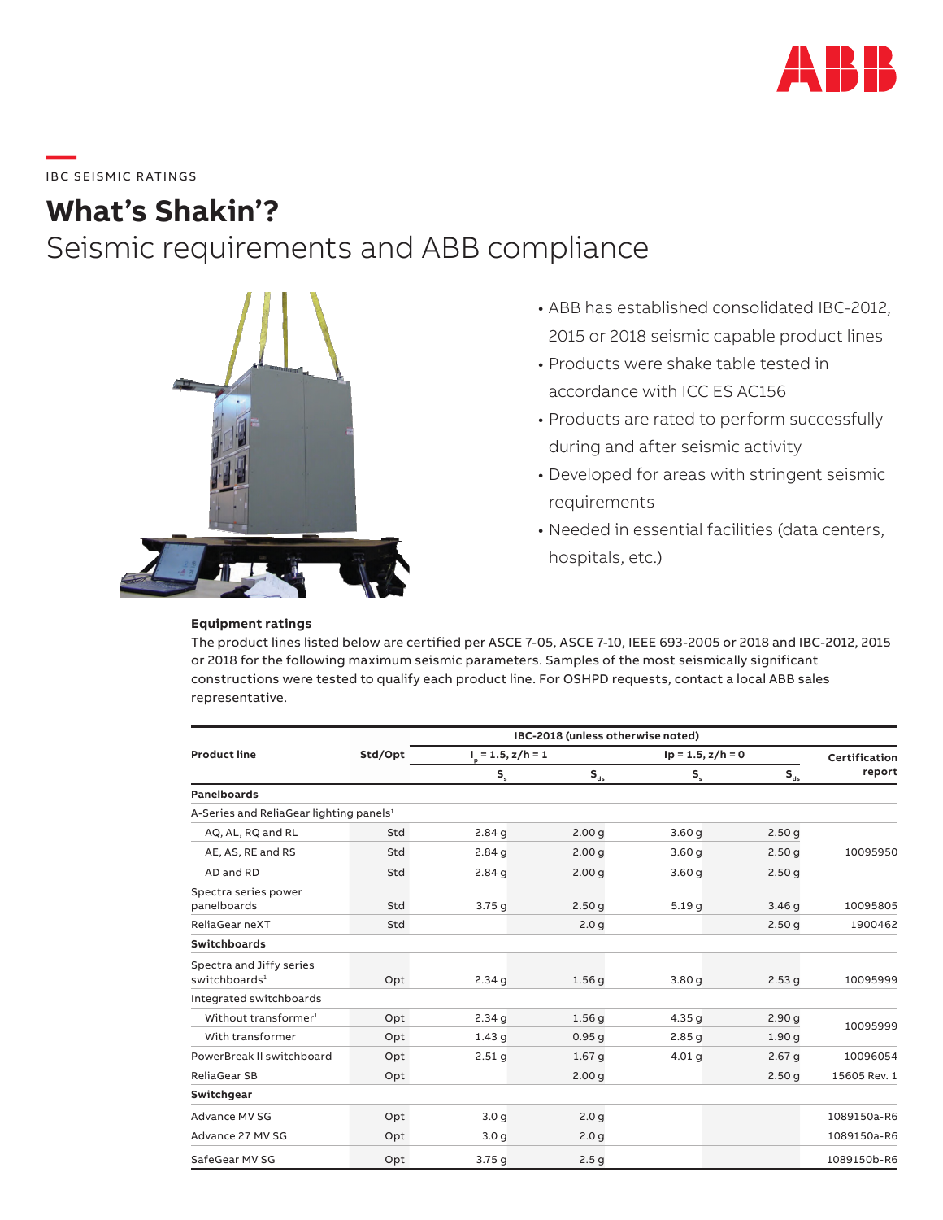IBC SEISMIC RATINGS

# What's Shakin'?

## Seismic requirements and ABB compliance

- ABB has established consolidated IBC-2012, 2015 or 2018 seismic capable product lines
- Products were shake table tested in accordance with ICC ES AC156
- Products are rated to perform successfully during and after seismic activity
- Developed for areas with stringent seismic requirements
- Needed in essential facilities (data centers, hospitals, etc.)

**Equipment ratings**

The product lines listed below are certified per ASCE 7-05, ASCE 7-10, IEEE 693-2005 or 2018 and IBC-2012, 2015 or 2018 for the following maximum seismic parameters. Samples of the most seismically significant constructions were tested to qualify each product line. For OSHPD requests, contact a local ABB sales representative.

| Product line | Std/Opt | IBC-2018 (unless noted otherwise) $I_p$ = 1.5, z/h = 1 | | Ip = 1.5, z/h = 0 | | Certification report |
|---|---|---|---|---|---|---|
| | | $S_s$ | $S_{ds}$ | $S_s$ | $S_{ds}$ | |
| **Panelboards** | | | | | | |
| A-Series and ReliaGear lighting panels[1] | | | | | | |
| AQ, AL, RQ and RL | Std | 2.84 g | 2.00 g | 3.60 g | 2.50 g | 10095950 |
| AE, AS, RE and RS | Std | 2.84 g | 2.00 g | 3.60 g | 2.50 g | |
| AD and RD | Std | 2.84 g | 2.00 g | 3.60 g | 2.50 g | |
| Spectra series power panelboards | Std | 3.75 g | 2.50 g | 5.19 g | 3.46 g | 10095805 |
| ReliaGear neXT | Std | | 2.0 g | | 2.50 g | 1900462 |
| **Switchboards** | | | | | | |
| Spectra and Jiffy series switchboards[1] | Opt | 2.34 g | 1.56 g | 3.80 g | 2.53 g | 10095999 |
| Integrated switchboards | | | | | | |
| Without transformer[1] | Opt | 2.34 g | 1.56 g | 4.35 g | 2.90 g | 10095999 |
| With transformer | Opt | 1.43 g | 0.95 g | 2.85 g | 1.90 g | |
| PowerBreak II switchboard | Opt | 2.51 g | 1.67 g | 4.01 g | 2.67 g | 10096054 |
| ReliaGear SB | Opt | | 2.00 g | | 2.50 g | 15605 Rev. 1 |
| **Switchgear** | | | | | | |
| Advance MV SG | Opt | 3.0 g | 2.0 g | | | 1089150a-R6 |
| Advance 27 MV SG | Opt | 3.0 g | 2.0 g | | | 1089150a-R6 |
| SafeGear MV SG | Opt | 3.75 g | 2.5 g | | | 1089150b-R6 |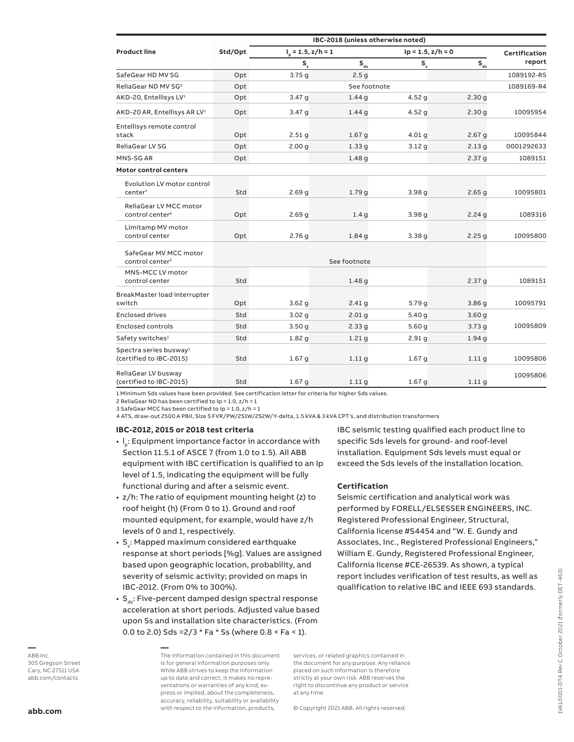| Product line | Std/Opt | IBC-2018 (unless otherwise noted) | | | | Certification report |
|---|---|---|---|---|---|---|
| | | $I_p$ = 1.5, z/h = 1 | | Ip = 1.5, z/h = 0 | | |
| | | $S_s$ | $S_{ds}$ | $S_s$ | $S_{ds}$ | |
| SafeGear HD MV SG | Opt | 3.75 g | 2.5 g | | | 1089192-R5 |
| ReliaGear ND MV SG[2] | Opt | | See footnote | | | 1089169-R4 |
| AKD-20, Entellisys LV[1] | Opt | 3.47 g | 1.44 g | 4.52 g | 2.30 g | |
| AKD-20 AR, Entellisys AR LV[1] | Opt | 3.47 g | 1.44 g | 4.52 g | 2.30 g | 10095954 |
| Entellisys remote control stack | Opt | 2.51 g | 1.67 g | 4.01 g | 2.67 g | 10095844 |
| ReliaGear LV SG | Opt | 2.00 g | 1.33 g | 3.12 g | 2.13 g | 0001292633 |
| MNS-SG AR | Opt | | 1.48 g | | 2.37 g | 1089151 |
| **Motor control centers** | | | | | | |
| Evolution LV motor control center[1] | Std | 2.69 g | 1.79 g | 3.98 g | 2.65 g | 10095801 |
| ReliaGear LV MCC motor control center[4] | Opt | 2.69 g | 1.4 g | 3.98 g | 2.24 g | 1089316 |
| Limitamp MV motor control center | Opt | 2.76 g | 1.84 g | 3.38 g | 2.25 g | 10095800 |
| SafeGear MV MCC motor control center[3] | | | See footnote | | | |
| MNS-MCC LV motor control center | Std | | 1.48 g | | 2.37 g | 1089151 |
| BreakMaster load interrupter switch | Opt | 3.62 g | 2.41 g | 5.79 g | 3.86 g | 10095791 |
| Enclosed drives | Std | 3.02 g | 2.01 g | 5.40 g | 3.60 g | |
| Enclosed controls | Std | 3.50 g | 2.33 g | 5.60 g | 3.73 g | 10095809 |
| Safety switches[1] | Std | 1.82 g | 1.21 g | 2.91 g | 1.94 g | |
| Spectra series busway[1] (certified to IBC-2015) | Std | 1.67 g | 1.11 g | 1.67 g | 1.11 g | 10095806 |
| ReliaGear LV busway (certified to IBC-2015) | Std | 1.67 g | 1.11 g | 1.67 g | 1.11 g | 10095806 |

1 Minimum Sds values have been provided. See certification letter for criteria for higher Sds values.

2 ReliaGear ND has been certified to Ip = 1.0, z/h = 1

3 SafeGear MCC has been certified to Ip = 1.0, z/h = 1

4 ATS, draw-out 2500 A PBII, Size 5 FVR/PW/2S1W/2S2W/Y-delta, 1.5 kVA & 3 kVA CPT's, and distribution transformers

### IBC-2012, 2015 or 2018 test criteria

- $I_p$: Equipment importance factor in accordance with Section 11.5.1 of ASCE 7 (from 1.0 to 1.5). All ABB equipment with IBC certification is qualified to an Ip level of 1.5, indicating the equipment will be fully functional during and after a seismic event.
- z/h: The ratio of equipment mounting height (z) to roof height (h) (From 0 to 1). Ground and roof mounted equipment, for example, would have z/h levels of 0 and 1, respectively.
- $S_s$: Mapped maximum considered earthquake response at short periods [%g]. Values are assigned based upon geographic location, probability, and severity of seismic activity; provided on maps in IBC-2012. (From 0% to 300%).
- $S_{ds}$: Five-percent damped design spectral response acceleration at short periods. Adjusted value based upon Ss and installation site characteristics. (From 0.0 to 2.0) Sds =2/3 * Fa * Ss (where 0.8 < Fa < 1).

IBC seismic testing qualified each product line to specific Sds levels for ground- and roof-level installation. Equipment Sds levels must equal or exceed the Sds levels of the installation location.

### Certification

Seismic certification and analytical work was performed by FORELL/ELSESSER ENGINEERS, INC. Registered Professional Engineer, Structural, California license #S4454 and "W. E. Gundy and Associates, Inc., Registered Professional Engineers," William E. Gundy, Registered Professional Engineer, California license #CE-26539. As shown, a typical report includes verification of test results, as well as qualification to relative IBC and IEEE 693 standards.

ABB Inc.
305 Gregson Street
Cary, NC 27511 USA
abb.com/contacts

**abb.com**

The information contained in this document is for general information purposes only. While ABB strives to keep the information up to date and correct, it makes no representations or warranties of any kind, express or implied, about the completeness, accuracy, reliability, suitability or availability with respect to the information, products, services, or related graphics contained in the document for any purpose. Any reliance placed on such information is therefore strictly at your own risk. ABB reserves the right to discontinue any product or service at any time.

© Copyright 2021 ABB. All rights reserved.

1VAL0001-DTA Rev C October 2021 (formerly DET-463)